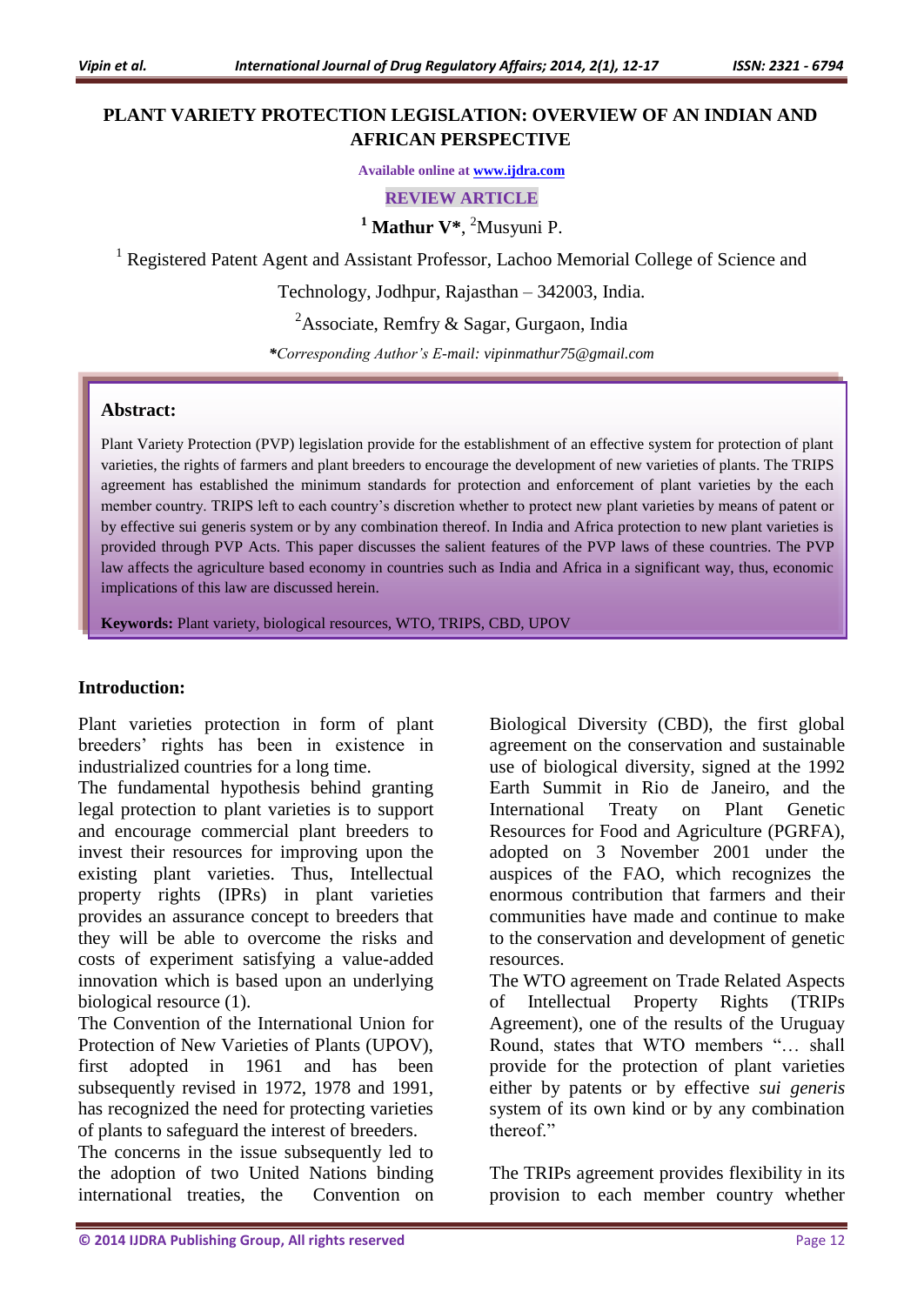# PLANT VARIETY PROTECTION LEGISLATION: OVERVIEW OF AN INDIAN AND AFRICAN PERSPECTIVE

Available online at www.ijdra.com

REVIEW ARTICLE

[1] **Mathur V***, [2]Musyuni P.

[1] Registered Patent Agent and Assistant Professor, Lachoo Memorial College of Science and Technology, Jodhpur, Rajasthan – 342003, India.

[2]Associate, Remfry & Sagar, Gurgaon, India

*\*Corresponding Author's E-mail: vipinmathur75@gmail.com*

## Abstract:

Plant Variety Protection (PVP) legislation provide for the establishment of an effective system for protection of plant varieties, the rights of farmers and plant breeders to encourage the development of new varieties of plants. The TRIPS agreement has established the minimum standards for protection and enforcement of plant varieties by the each member country. TRIPS left to each country's discretion whether to protect new plant varieties by means of patent or by effective sui generis system or by any combination thereof. In India and Africa protection to new plant varieties is provided through PVP Acts. This paper discusses the salient features of the PVP laws of these countries. The PVP law affects the agriculture based economy in countries such as India and Africa in a significant way, thus, economic implications of this law are discussed herein.

**Keywords:** Plant variety, biological resources, WTO, TRIPS, CBD, UPOV

## Introduction:

Plant varieties protection in form of plant breeders' rights has been in existence in industrialized countries for a long time.

The fundamental hypothesis behind granting legal protection to plant varieties is to support and encourage commercial plant breeders to invest their resources for improving upon the existing plant varieties. Thus, Intellectual property rights (IPRs) in plant varieties provides an assurance concept to breeders that they will be able to overcome the risks and costs of experiment satisfying a value-added innovation which is based upon an underlying biological resource (1).

The Convention of the International Union for Protection of New Varieties of Plants (UPOV), first adopted in 1961 and has been subsequently revised in 1972, 1978 and 1991, has recognized the need for protecting varieties of plants to safeguard the interest of breeders.

The concerns in the issue subsequently led to the adoption of two United Nations binding international treaties, the Convention on Biological Diversity (CBD), the first global agreement on the conservation and sustainable use of biological diversity, signed at the 1992 Earth Summit in Rio de Janeiro, and the International Treaty on Plant Genetic Resources for Food and Agriculture (PGRFA), adopted on 3 November 2001 under the auspices of the FAO, which recognizes the enormous contribution that farmers and their communities have made and continue to make to the conservation and development of genetic resources.

The WTO agreement on Trade Related Aspects of Intellectual Property Rights (TRIPs Agreement), one of the results of the Uruguay Round, states that WTO members "… shall provide for the protection of plant varieties either by patents or by effective *sui generis* system of its own kind or by any combination thereof."

The TRIPs agreement provides flexibility in its provision to each member country whether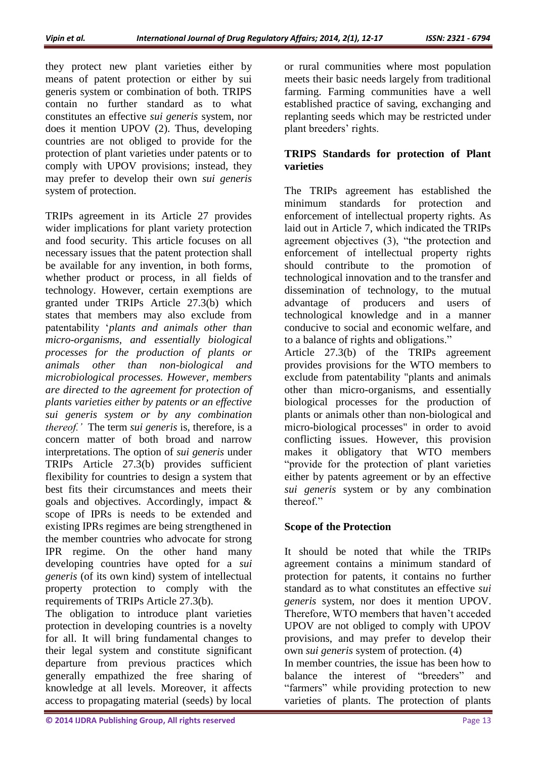they protect new plant varieties either by means of patent protection or either by sui generis system or combination of both. TRIPS contain no further standard as to what constitutes an effective *sui generis* system, nor does it mention UPOV (2). Thus, developing countries are not obliged to provide for the protection of plant varieties under patents or to comply with UPOV provisions; instead, they may prefer to develop their own *sui generis* system of protection.

TRIPs agreement in its Article 27 provides wider implications for plant variety protection and food security. This article focuses on all necessary issues that the patent protection shall be available for any invention, in both forms, whether product or process, in all fields of technology. However, certain exemptions are granted under TRIPs Article 27.3(b) which states that members may also exclude from patentability '*plants and animals other than micro-organisms, and essentially biological processes for the production of plants or animals other than non-biological and microbiological processes. However, members are directed to the agreement for protection of plants varieties either by patents or an effective sui generis system or by any combination thereof.'* The term *sui generis* is, therefore, is a concern matter of both broad and narrow interpretations. The option of *sui generis* under TRIPs Article 27.3(b) provides sufficient flexibility for countries to design a system that best fits their circumstances and meets their goals and objectives. Accordingly, impact & scope of IPRs is needs to be extended and existing IPRs regimes are being strengthened in the member countries who advocate for strong IPR regime. On the other hand many developing countries have opted for a *sui generis* (of its own kind) system of intellectual property protection to comply with the requirements of TRIPs Article 27.3(b).

The obligation to introduce plant varieties protection in developing countries is a novelty for all. It will bring fundamental changes to their legal system and constitute significant departure from previous practices which generally empathized the free sharing of knowledge at all levels. Moreover, it affects access to propagating material (seeds) by local or rural communities where most population meets their basic needs largely from traditional farming. Farming communities have a well established practice of saving, exchanging and replanting seeds which may be restricted under plant breeders' rights.

## TRIPS Standards for protection of Plant varieties

The TRIPs agreement has established the minimum standards for protection and enforcement of intellectual property rights. As laid out in Article 7, which indicated the TRIPs agreement objectives (3), "the protection and enforcement of intellectual property rights should contribute to the promotion of technological innovation and to the transfer and dissemination of technology, to the mutual advantage of producers and users of technological knowledge and in a manner conducive to social and economic welfare, and to a balance of rights and obligations."

Article 27.3(b) of the TRIPs agreement provides provisions for the WTO members to exclude from patentability "plants and animals other than micro-organisms, and essentially biological processes for the production of plants or animals other than non-biological and micro-biological processes" in order to avoid conflicting issues. However, this provision makes it obligatory that WTO members "provide for the protection of plant varieties either by patents agreement or by an effective *sui generis* system or by any combination thereof."

## Scope of the Protection

It should be noted that while the TRIPs agreement contains a minimum standard of protection for patents, it contains no further standard as to what constitutes an effective *sui generis* system, nor does it mention UPOV. Therefore, WTO members that haven't acceded UPOV are not obliged to comply with UPOV provisions, and may prefer to develop their own *sui generis* system of protection. (4)

In member countries, the issue has been how to balance the interest of "breeders" and "farmers" while providing protection to new varieties of plants. The protection of plants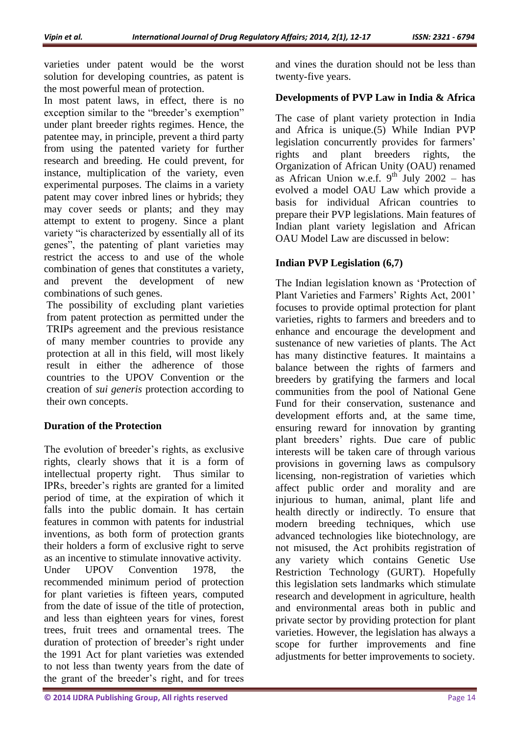varieties under patent would be the worst solution for developing countries, as patent is the most powerful mean of protection.

In most patent laws, in effect, there is no exception similar to the "breeder's exemption" under plant breeder rights regimes. Hence, the patentee may, in principle, prevent a third party from using the patented variety for further research and breeding. He could prevent, for instance, multiplication of the variety, even experimental purposes. The claims in a variety patent may cover inbred lines or hybrids; they may cover seeds or plants; and they may attempt to extent to progeny. Since a plant variety "is characterized by essentially all of its genes", the patenting of plant varieties may restrict the access to and use of the whole combination of genes that constitutes a variety, and prevent the development of new combinations of such genes.

The possibility of excluding plant varieties from patent protection as permitted under the TRIPs agreement and the previous resistance of many member countries to provide any protection at all in this field, will most likely result in either the adherence of those countries to the UPOV Convention or the creation of *sui generis* protection according to their own concepts.

## Duration of the Protection

The evolution of breeder's rights, as exclusive rights, clearly shows that it is a form of intellectual property right. Thus similar to IPRs, breeder's rights are granted for a limited period of time, at the expiration of which it falls into the public domain. It has certain features in common with patents for industrial inventions, as both form of protection grants their holders a form of exclusive right to serve as an incentive to stimulate innovative activity.

Under UPOV Convention 1978, the recommended minimum period of protection for plant varieties is fifteen years, computed from the date of issue of the title of protection, and less than eighteen years for vines, forest trees, fruit trees and ornamental trees. The duration of protection of breeder's right under the 1991 Act for plant varieties was extended to not less than twenty years from the date of the grant of the breeder's right, and for trees and vines the duration should not be less than twenty-five years.

## Developments of PVP Law in India & Africa

The case of plant variety protection in India and Africa is unique.(5) While Indian PVP legislation concurrently provides for farmers' rights and plant breeders rights, the Organization of African Unity (OAU) renamed as African Union w.e.f. 9th July 2002 – has evolved a model OAU Law which provide a basis for individual African countries to prepare their PVP legislations. Main features of Indian plant variety legislation and African OAU Model Law are discussed in below:

## Indian PVP Legislation (6,7)

The Indian legislation known as 'Protection of Plant Varieties and Farmers' Rights Act, 2001' focuses to provide optimal protection for plant varieties, rights to farmers and breeders and to enhance and encourage the development and sustenance of new varieties of plants. The Act has many distinctive features. It maintains a balance between the rights of farmers and breeders by gratifying the farmers and local communities from the pool of National Gene Fund for their conservation, sustenance and development efforts and, at the same time, ensuring reward for innovation by granting plant breeders' rights. Due care of public interests will be taken care of through various provisions in governing laws as compulsory licensing, non-registration of varieties which affect public order and morality and are injurious to human, animal, plant life and health directly or indirectly. To ensure that modern breeding techniques, which use advanced technologies like biotechnology, are not misused, the Act prohibits registration of any variety which contains Genetic Use Restriction Technology (GURT). Hopefully this legislation sets landmarks which stimulate research and development in agriculture, health and environmental areas both in public and private sector by providing protection for plant varieties. However, the legislation has always a scope for further improvements and fine adjustments for better improvements to society.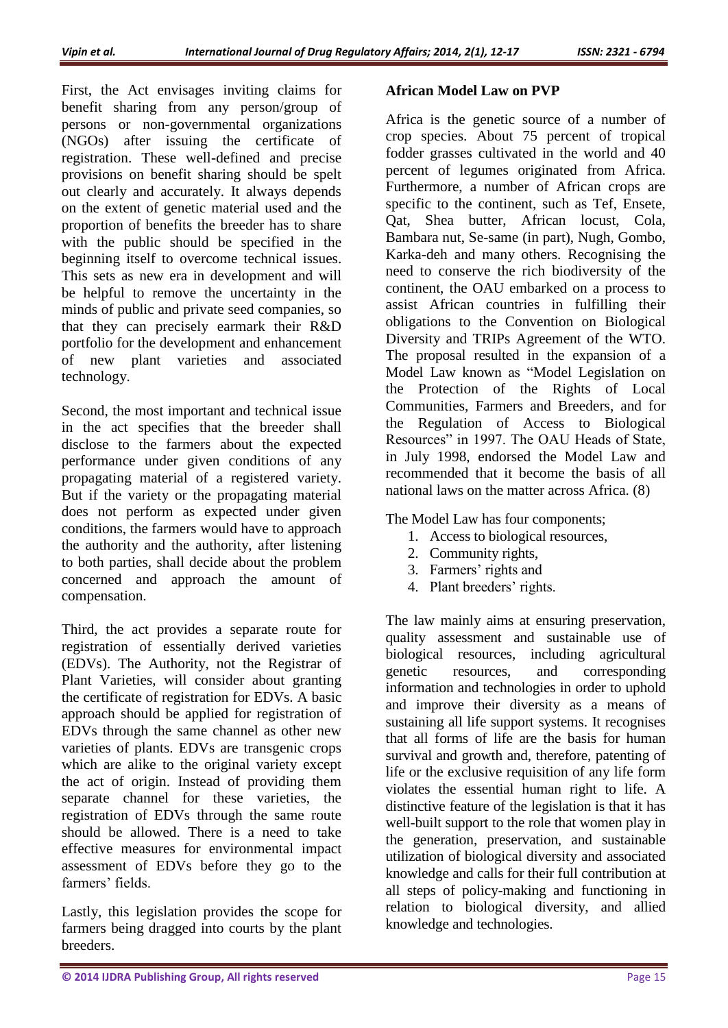First, the Act envisages inviting claims for benefit sharing from any person/group of persons or non-governmental organizations (NGOs) after issuing the certificate of registration. These well-defined and precise provisions on benefit sharing should be spelt out clearly and accurately. It always depends on the extent of genetic material used and the proportion of benefits the breeder has to share with the public should be specified in the beginning itself to overcome technical issues. This sets as new era in development and will be helpful to remove the uncertainty in the minds of public and private seed companies, so that they can precisely earmark their R&D portfolio for the development and enhancement of new plant varieties and associated technology.

Second, the most important and technical issue in the act specifies that the breeder shall disclose to the farmers about the expected performance under given conditions of any propagating material of a registered variety. But if the variety or the propagating material does not perform as expected under given conditions, the farmers would have to approach the authority and the authority, after listening to both parties, shall decide about the problem concerned and approach the amount of compensation.

Third, the act provides a separate route for registration of essentially derived varieties (EDVs). The Authority, not the Registrar of Plant Varieties, will consider about granting the certificate of registration for EDVs. A basic approach should be applied for registration of EDVs through the same channel as other new varieties of plants. EDVs are transgenic crops which are alike to the original variety except the act of origin. Instead of providing them separate channel for these varieties, the registration of EDVs through the same route should be allowed. There is a need to take effective measures for environmental impact assessment of EDVs before they go to the farmers' fields.

Lastly, this legislation provides the scope for farmers being dragged into courts by the plant breeders.

**African Model Law on PVP**

Africa is the genetic source of a number of crop species. About 75 percent of tropical fodder grasses cultivated in the world and 40 percent of legumes originated from Africa. Furthermore, a number of African crops are specific to the continent, such as Tef, Ensete, Qat, Shea butter, African locust, Cola, Bambara nut, Se-same (in part), Nugh, Gombo, Karka-deh and many others. Recognising the need to conserve the rich biodiversity of the continent, the OAU embarked on a process to assist African countries in fulfilling their obligations to the Convention on Biological Diversity and TRIPs Agreement of the WTO. The proposal resulted in the expansion of a Model Law known as "Model Legislation on the Protection of the Rights of Local Communities, Farmers and Breeders, and for the Regulation of Access to Biological Resources" in 1997. The OAU Heads of State, in July 1998, endorsed the Model Law and recommended that it become the basis of all national laws on the matter across Africa. (8)

The Model Law has four components;

1. Access to biological resources,
2. Community rights,
3. Farmers' rights and
4. Plant breeders' rights.

The law mainly aims at ensuring preservation, quality assessment and sustainable use of biological resources, including agricultural genetic resources, and corresponding information and technologies in order to uphold and improve their diversity as a means of sustaining all life support systems. It recognises that all forms of life are the basis for human survival and growth and, therefore, patenting of life or the exclusive requisition of any life form violates the essential human right to life. A distinctive feature of the legislation is that it has well-built support to the role that women play in the generation, preservation, and sustainable utilization of biological diversity and associated knowledge and calls for their full contribution at all steps of policy-making and functioning in relation to biological diversity, and allied knowledge and technologies.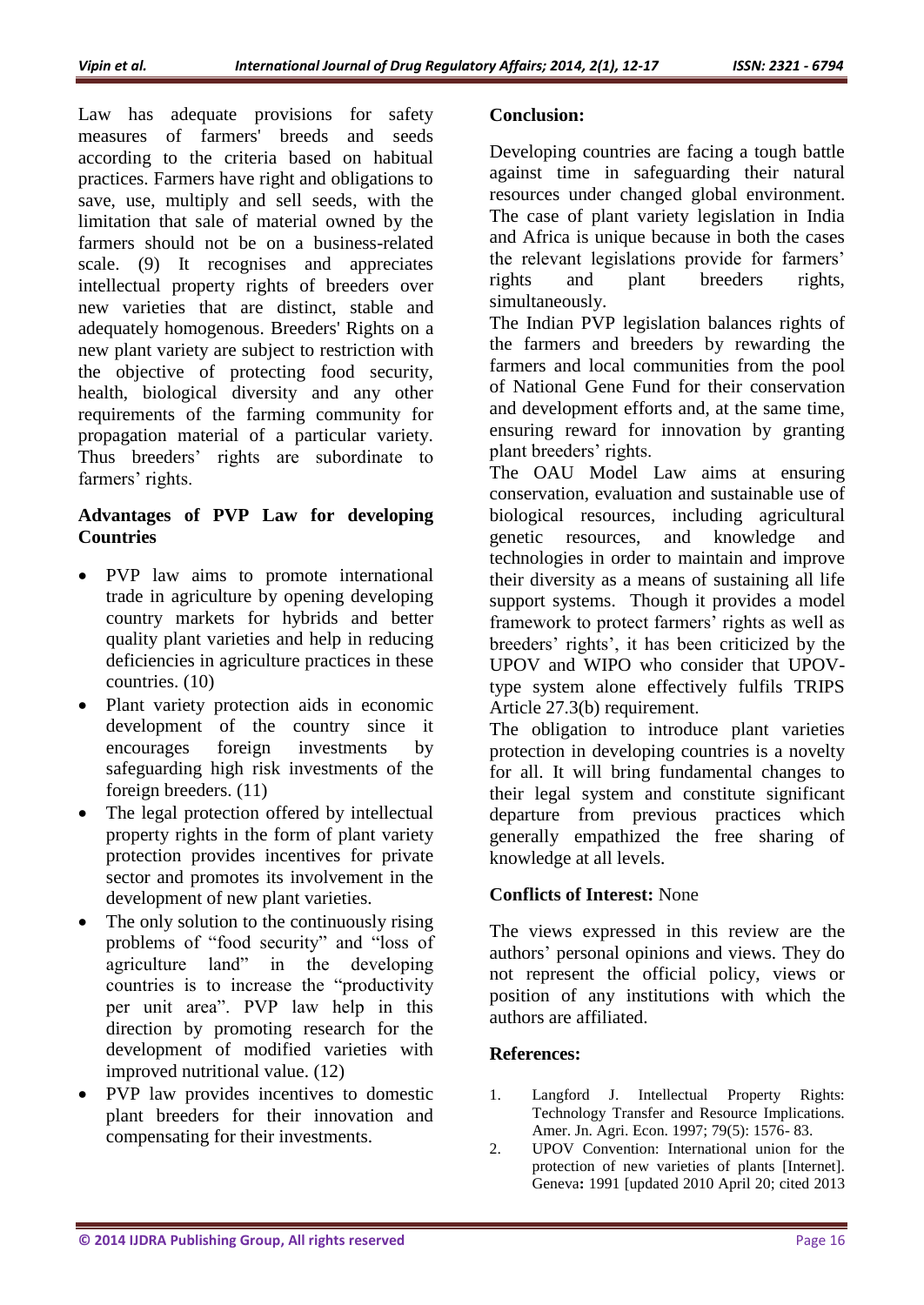Law has adequate provisions for safety measures of farmers' breeds and seeds according to the criteria based on habitual practices. Farmers have right and obligations to save, use, multiply and sell seeds, with the limitation that sale of material owned by the farmers should not be on a business-related scale. (9) It recognises and appreciates intellectual property rights of breeders over new varieties that are distinct, stable and adequately homogenous. Breeders' Rights on a new plant variety are subject to restriction with the objective of protecting food security, health, biological diversity and any other requirements of the farming community for propagation material of a particular variety. Thus breeders' rights are subordinate to farmers' rights.

**Advantages of PVP Law for developing Countries**

- PVP law aims to promote international trade in agriculture by opening developing country markets for hybrids and better quality plant varieties and help in reducing deficiencies in agriculture practices in these countries. (10)
- Plant variety protection aids in economic development of the country since it encourages foreign investments by safeguarding high risk investments of the foreign breeders. (11)
- The legal protection offered by intellectual property rights in the form of plant variety protection provides incentives for private sector and promotes its involvement in the development of new plant varieties.
- The only solution to the continuously rising problems of "food security" and "loss of agriculture land" in the developing countries is to increase the "productivity per unit area". PVP law help in this direction by promoting research for the development of modified varieties with improved nutritional value. (12)
- PVP law provides incentives to domestic plant breeders for their innovation and compensating for their investments.

**Conclusion:**

Developing countries are facing a tough battle against time in safeguarding their natural resources under changed global environment. The case of plant variety legislation in India and Africa is unique because in both the cases the relevant legislations provide for farmers' rights and plant breeders rights, simultaneously.

The Indian PVP legislation balances rights of the farmers and breeders by rewarding the farmers and local communities from the pool of National Gene Fund for their conservation and development efforts and, at the same time, ensuring reward for innovation by granting plant breeders' rights.

The OAU Model Law aims at ensuring conservation, evaluation and sustainable use of biological resources, including agricultural genetic resources, and knowledge and technologies in order to maintain and improve their diversity as a means of sustaining all life support systems. Though it provides a model framework to protect farmers' rights as well as breeders' rights', it has been criticized by the UPOV and WIPO who consider that UPOV-type system alone effectively fulfils TRIPS Article 27.3(b) requirement.

The obligation to introduce plant varieties protection in developing countries is a novelty for all. It will bring fundamental changes to their legal system and constitute significant departure from previous practices which generally empathized the free sharing of knowledge at all levels.

**Conflicts of Interest:** None

The views expressed in this review are the authors' personal opinions and views. They do not represent the official policy, views or position of any institutions with which the authors are affiliated.

**References:**

1. Langford J. Intellectual Property Rights: Technology Transfer and Resource Implications. Amer. Jn. Agri. Econ. 1997; 79(5): 1576- 83.
2. UPOV Convention: International union for the protection of new varieties of plants [Internet]. Geneva**:** 1991 [updated 2010 April 20; cited 2013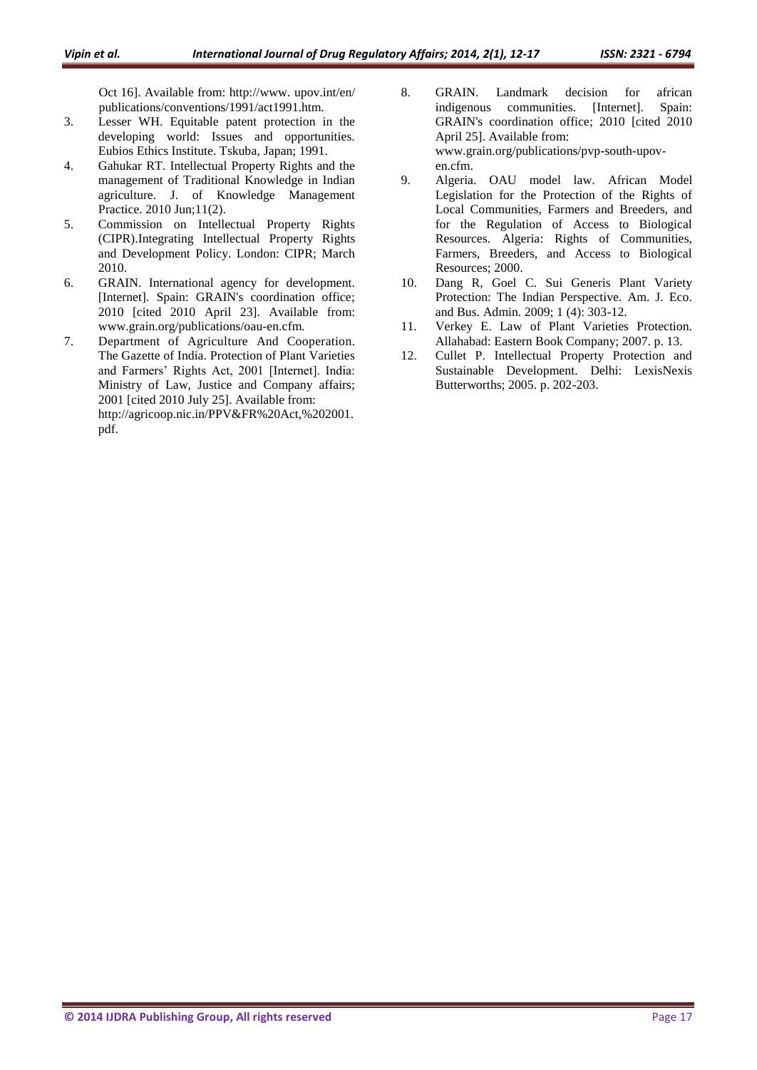Oct 16]. Available from: http://www. upov.int/en/ publications/conventions/1991/act1991.htm.

3. Lesser WH. Equitable patent protection in the developing world: Issues and opportunities. Eubios Ethics Institute. Tskuba, Japan; 1991.
4. Gahukar RT. Intellectual Property Rights and the management of Traditional Knowledge in Indian agriculture. J. of Knowledge Management Practice. 2010 Jun;11(2).
5. Commission on Intellectual Property Rights (CIPR).Integrating Intellectual Property Rights and Development Policy. London: CIPR; March 2010.
6. GRAIN. International agency for development. [Internet]. Spain: GRAIN's coordination office; 2010 [cited 2010 April 23]. Available from: www.grain.org/publications/oau-en.cfm.
7. Department of Agriculture And Cooperation. The Gazette of India. Protection of Plant Varieties and Farmers' Rights Act, 2001 [Internet]. India: Ministry of Law, Justice and Company affairs; 2001 [cited 2010 July 25]. Available from: http://agricoop.nic.in/PPV&FR%20Act,%202001.pdf.
8. GRAIN. Landmark decision for african indigenous communities. [Internet]. Spain: GRAIN's coordination office; 2010 [cited 2010 April 25]. Available from: www.grain.org/publications/pvp-south-upov-en.cfm.
9. Algeria. OAU model law. African Model Legislation for the Protection of the Rights of Local Communities, Farmers and Breeders, and for the Regulation of Access to Biological Resources. Algeria: Rights of Communities, Farmers, Breeders, and Access to Biological Resources; 2000.
10. Dang R, Goel C. Sui Generis Plant Variety Protection: The Indian Perspective. Am. J. Eco. and Bus. Admin. 2009; 1 (4): 303-12.
11. Verkey E. Law of Plant Varieties Protection. Allahabad: Eastern Book Company; 2007. p. 13.
12. Cullet P. Intellectual Property Protection and Sustainable Development. Delhi: LexisNexis Butterworths; 2005. p. 202-203.